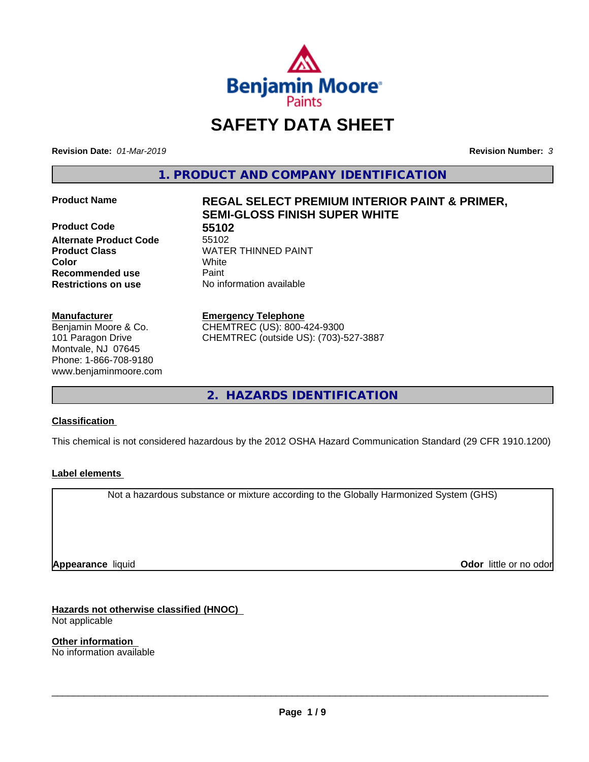# SAFETY DATA SHEET

**Revision Date:** *01-Mar-2019* **Revision Number:** *3*

## 1. PRODUCT AND COMPANY IDENTIFICATION

| | |
|---|---|
| **Product Name** | **REGAL SELECT PREMIUM INTERIOR PAINT & PRIMER, SEMI-GLOSS FINISH SUPER WHITE** |
| **Product Code** | **55102** |
| **Alternate Product Code** | 55102 |
| **Product Class** | WATER THINNED PAINT |
| **Color** | White |
| **Recommended use** | Paint |
| **Restrictions on use** | No information available |

**Manufacturer**
Benjamin Moore & Co.
101 Paragon Drive
Montvale, NJ 07645
Phone: 1-866-708-9180
www.benjaminmoore.com

**Emergency Telephone**
CHEMTREC (US): 800-424-9300
CHEMTREC (outside US): (703)-527-3887

## 2. HAZARDS IDENTIFICATION

### Classification

This chemical is not considered hazardous by the 2012 OSHA Hazard Communication Standard (29 CFR 1910.1200)

### Label elements

Not a hazardous substance or mixture according to the Globally Harmonized System (GHS)

**Appearance** liquid **Odor** little or no odor

### Hazards not otherwise classified (HNOC)

Not applicable

### Other information

No information available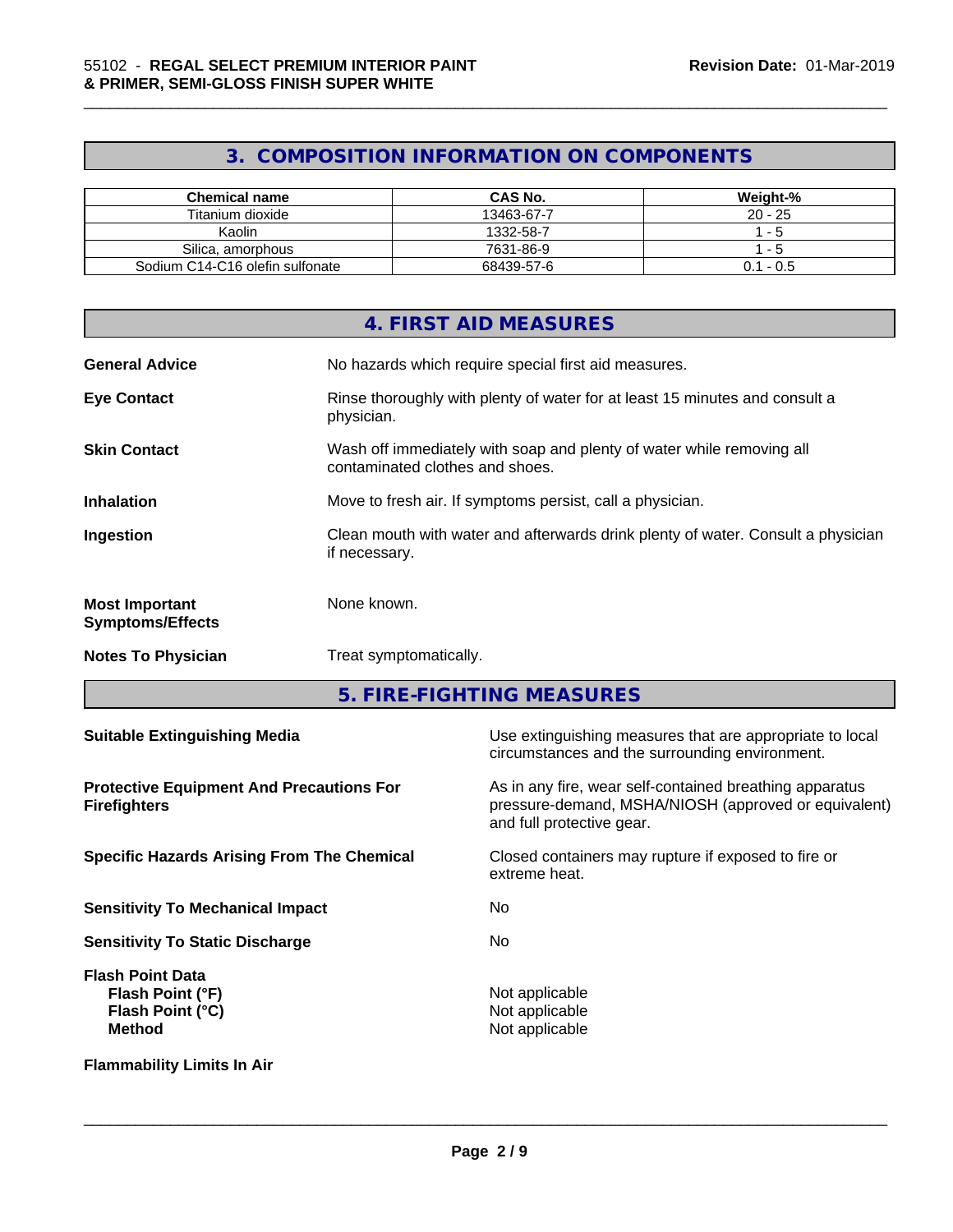## 3. COMPOSITION INFORMATION ON COMPONENTS

| Chemical name | CAS No. | Weight-% |
|---|---|---|
| Titanium dioxide | 13463-67-7 | 20 - 25 |
| Kaolin | 1332-58-7 | 1 - 5 |
| Silica, amorphous | 7631-86-9 | 1 - 5 |
| Sodium C14-C16 olefin sulfonate | 68439-57-6 | 0.1 - 0.5 |

## 4. FIRST AID MEASURES

**General Advice** No hazards which require special first aid measures.

**Eye Contact** Rinse thoroughly with plenty of water for at least 15 minutes and consult a physician.

**Skin Contact** Wash off immediately with soap and plenty of water while removing all contaminated clothes and shoes.

**Inhalation** Move to fresh air. If symptoms persist, call a physician.

**Ingestion** Clean mouth with water and afterwards drink plenty of water. Consult a physician if necessary.

**Most Important Symptoms/Effects** None known.

**Notes To Physician** Treat symptomatically.

## 5. FIRE-FIGHTING MEASURES

**Suitable Extinguishing Media** Use extinguishing measures that are appropriate to local circumstances and the surrounding environment.

**Protective Equipment And Precautions For Firefighters** As in any fire, wear self-contained breathing apparatus pressure-demand, MSHA/NIOSH (approved or equivalent) and full protective gear.

**Specific Hazards Arising From The Chemical** Closed containers may rupture if exposed to fire or extreme heat.

**Sensitivity To Mechanical Impact** No

**Sensitivity To Static Discharge** No

**Flash Point Data**
**Flash Point (°F)** Not applicable
**Flash Point (°C)** Not applicable
**Method** Not applicable

**Flammability Limits In Air**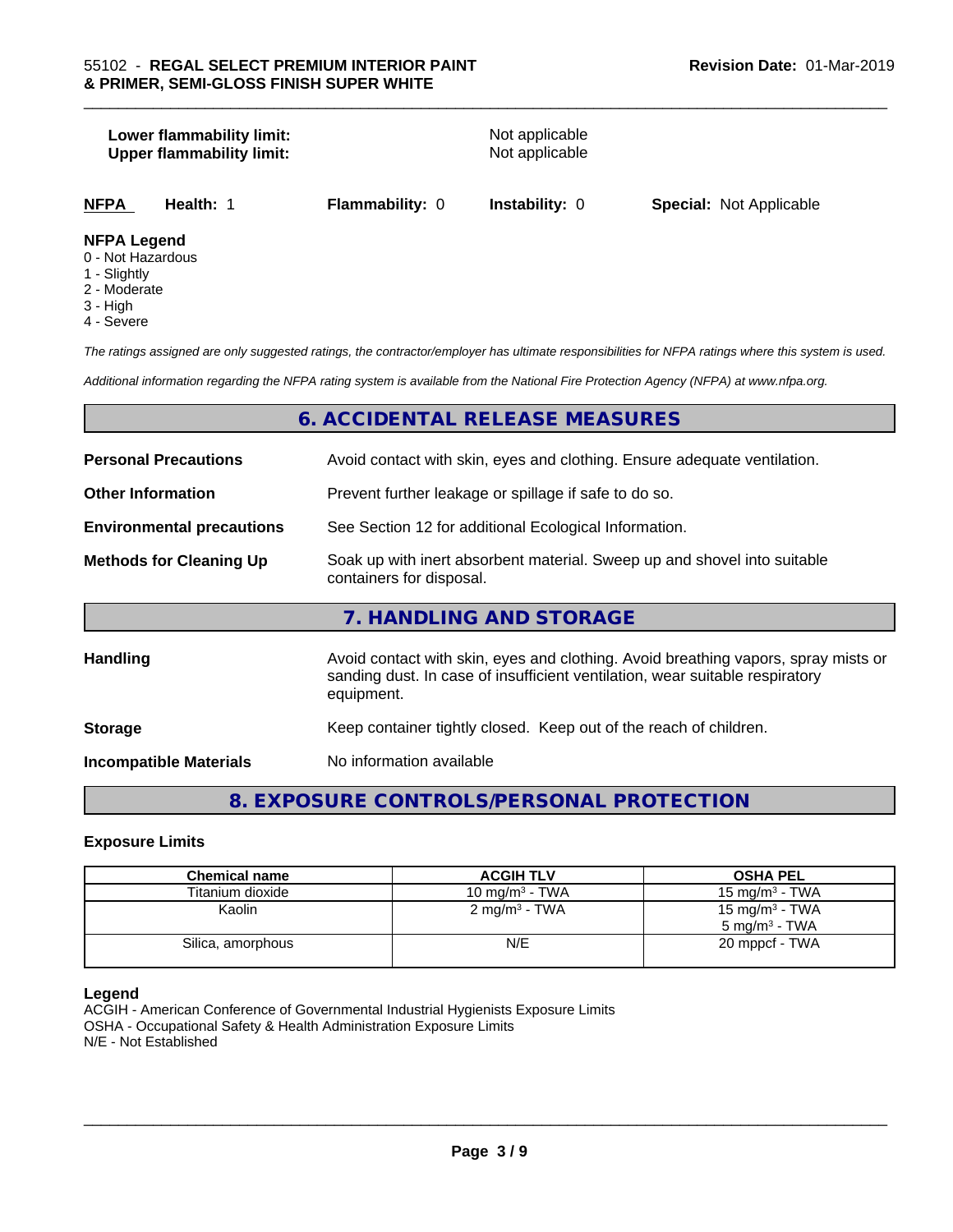**Lower flammability limit:** Not applicable
**Upper flammability limit:** Not applicable

| NFPA | Health: 1 | Flammability: 0 | Instability: 0 | Special: Not Applicable |
|---|---|---|---|---|

**NFPA Legend**
0 - Not Hazardous
1 - Slightly
2 - Moderate
3 - High
4 - Severe

*The ratings assigned are only suggested ratings, the contractor/employer has ultimate responsibilities for NFPA ratings where this system is used.*

*Additional information regarding the NFPA rating system is available from the National Fire Protection Agency (NFPA) at www.nfpa.org.*

## 6. ACCIDENTAL RELEASE MEASURES

**Personal Precautions** Avoid contact with skin, eyes and clothing. Ensure adequate ventilation.

**Other Information** Prevent further leakage or spillage if safe to do so.

**Environmental precautions** See Section 12 for additional Ecological Information.

**Methods for Cleaning Up** Soak up with inert absorbent material. Sweep up and shovel into suitable containers for disposal.

## 7. HANDLING AND STORAGE

**Handling** Avoid contact with skin, eyes and clothing. Avoid breathing vapors, spray mists or sanding dust. In case of insufficient ventilation, wear suitable respiratory equipment.

**Storage** Keep container tightly closed. Keep out of the reach of children.

**Incompatible Materials** No information available

## 8. EXPOSURE CONTROLS/PERSONAL PROTECTION

### Exposure Limits

| Chemical name | ACGIH TLV | OSHA PEL |
|---|---|---|
| Titanium dioxide | 10 mg/m³ - TWA | 15 mg/m³ - TWA |
| Kaolin | 2 mg/m³ - TWA | 15 mg/m³ - TWA<br>5 mg/m³ - TWA |
| Silica, amorphous | N/E | 20 mppcf - TWA |

**Legend**
ACGIH - American Conference of Governmental Industrial Hygienists Exposure Limits
OSHA - Occupational Safety & Health Administration Exposure Limits
N/E - Not Established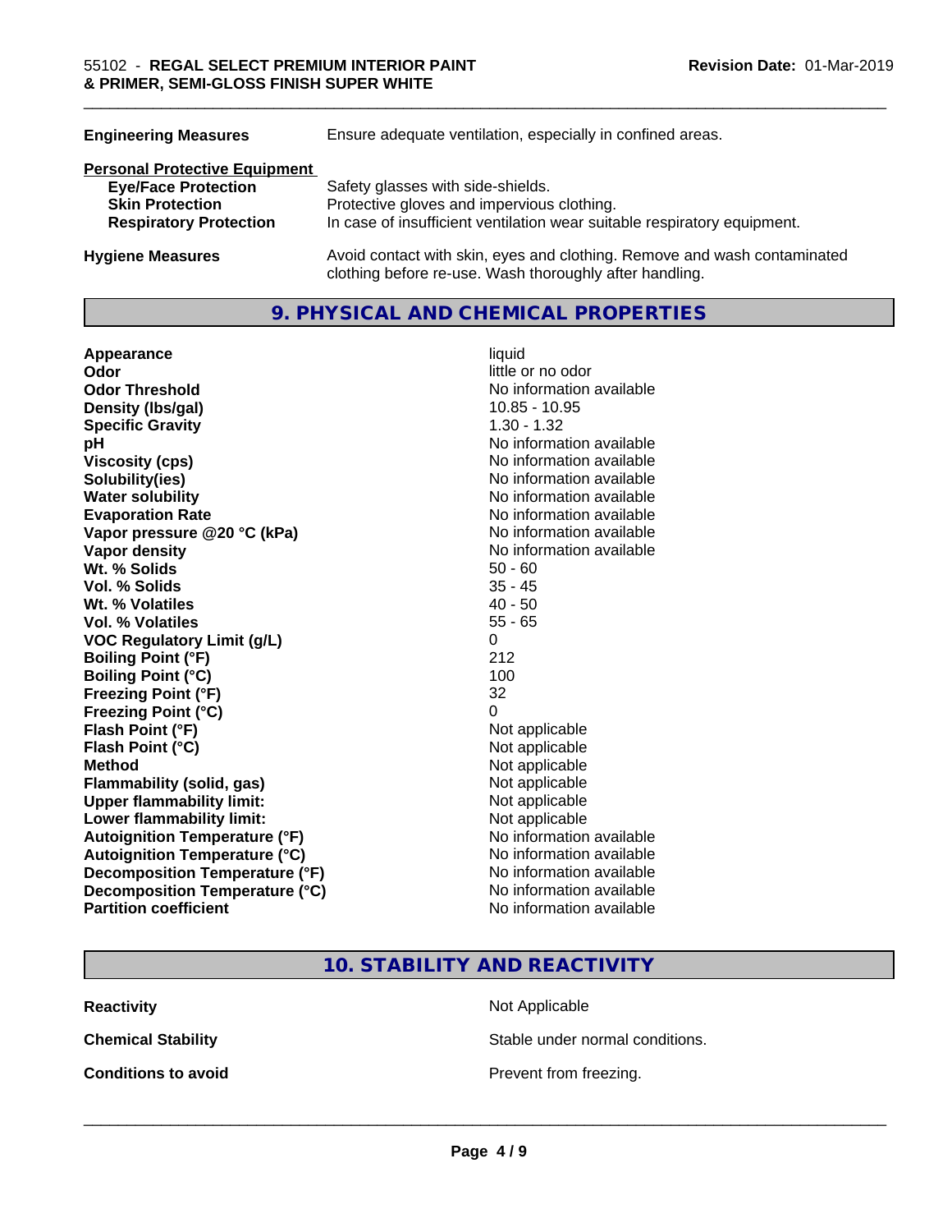| | |
|---|---|
| **Engineering Measures** | Ensure adequate ventilation, especially in confined areas. |

**Personal Protective Equipment**

| | |
|---|---|
| **Eye/Face Protection** | Safety glasses with side-shields. |
| **Skin Protection** | Protective gloves and impervious clothing. |
| **Respiratory Protection** | In case of insufficient ventilation wear suitable respiratory equipment. |

| | |
|---|---|
| **Hygiene Measures** | Avoid contact with skin, eyes and clothing. Remove and wash contaminated clothing before re-use. Wash thoroughly after handling. |

## 9. PHYSICAL AND CHEMICAL PROPERTIES

| | |
|---|---|
| **Appearance** | liquid |
| **Odor** | little or no odor |
| **Odor Threshold** | No information available |
| **Density (lbs/gal)** | 10.85 - 10.95 |
| **Specific Gravity** | 1.30 - 1.32 |
| **pH** | No information available |
| **Viscosity (cps)** | No information available |
| **Solubility(ies)** | No information available |
| **Water solubility** | No information available |
| **Evaporation Rate** | No information available |
| **Vapor pressure @20 °C (kPa)** | No information available |
| **Vapor density** | No information available |
| **Wt. % Solids** | 50 - 60 |
| **Vol. % Solids** | 35 - 45 |
| **Wt. % Volatiles** | 40 - 50 |
| **Vol. % Volatiles** | 55 - 65 |
| **VOC Regulatory Limit (g/L)** | 0 |
| **Boiling Point (°F)** | 212 |
| **Boiling Point (°C)** | 100 |
| **Freezing Point (°F)** | 32 |
| **Freezing Point (°C)** | 0 |
| **Flash Point (°F)** | Not applicable |
| **Flash Point (°C)** | Not applicable |
| **Method** | Not applicable |
| **Flammability (solid, gas)** | Not applicable |
| **Upper flammability limit:** | Not applicable |
| **Lower flammability limit:** | Not applicable |
| **Autoignition Temperature (°F)** | No information available |
| **Autoignition Temperature (°C)** | No information available |
| **Decomposition Temperature (°F)** | No information available |
| **Decomposition Temperature (°C)** | No information available |
| **Partition coefficient** | No information available |

## 10. STABILITY AND REACTIVITY

| | |
|---|---|
| **Reactivity** | Not Applicable |
| **Chemical Stability** | Stable under normal conditions. |
| **Conditions to avoid** | Prevent from freezing. |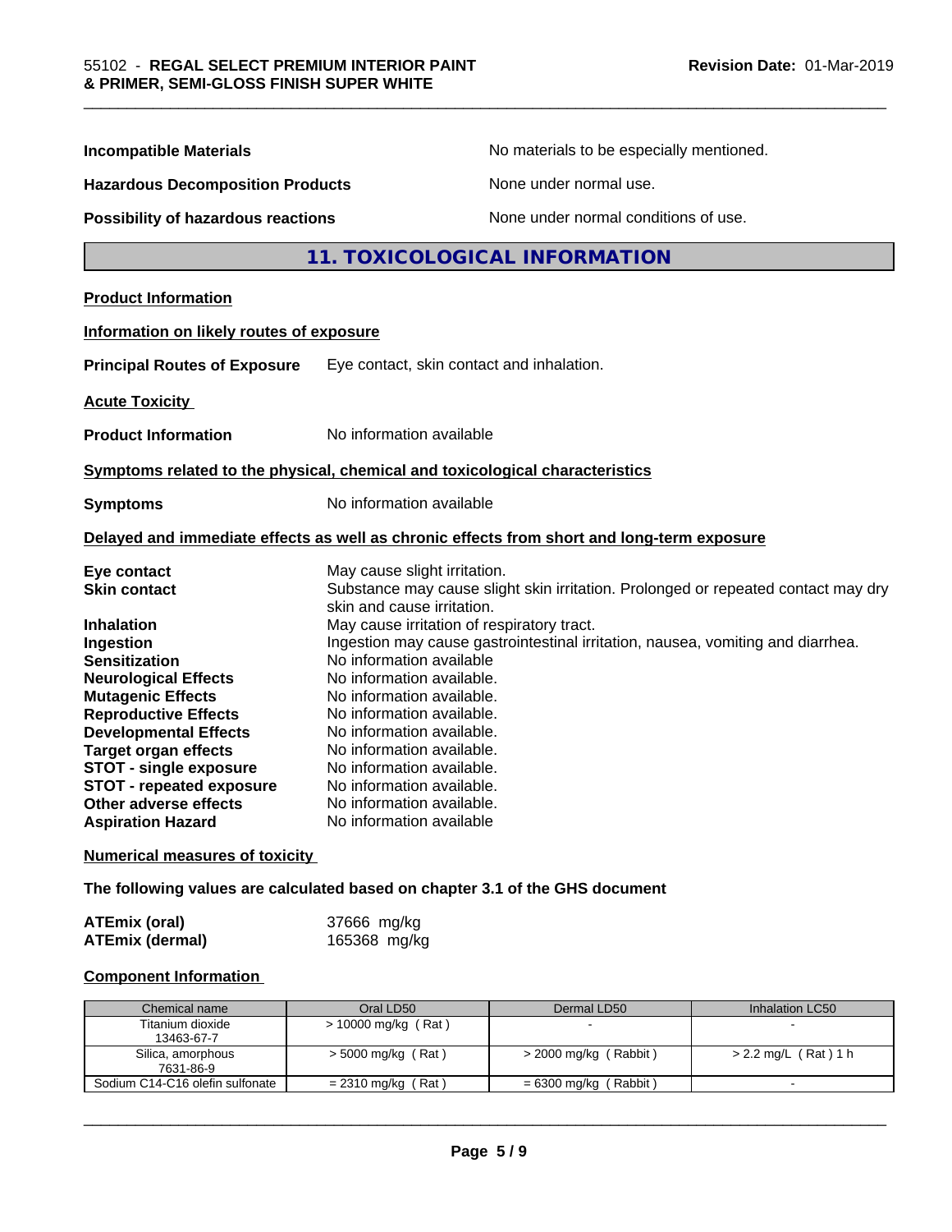**Incompatible Materials** No materials to be especially mentioned.

**Hazardous Decomposition Products** None under normal use.

**Possibility of hazardous reactions** None under normal conditions of use.

## 11. TOXICOLOGICAL INFORMATION

**Product Information**

**Information on likely routes of exposure**

**Principal Routes of Exposure** Eye contact, skin contact and inhalation.

**Acute Toxicity**

**Product Information** No information available

**Symptoms related to the physical, chemical and toxicological characteristics**

**Symptoms** No information available

**Delayed and immediate effects as well as chronic effects from short and long-term exposure**

**Eye contact** May cause slight irritation.
**Skin contact** Substance may cause slight skin irritation. Prolonged or repeated contact may dry skin and cause irritation.
**Inhalation** May cause irritation of respiratory tract.
**Ingestion** Ingestion may cause gastrointestinal irritation, nausea, vomiting and diarrhea.
**Sensitization** No information available
**Neurological Effects** No information available.
**Mutagenic Effects** No information available.
**Reproductive Effects** No information available.
**Developmental Effects** No information available.
**Target organ effects** No information available.
**STOT - single exposure** No information available.
**STOT - repeated exposure** No information available.
**Other adverse effects** No information available.
**Aspiration Hazard** No information available

**Numerical measures of toxicity**

**The following values are calculated based on chapter 3.1 of the GHS document**

**ATEmix (oral)** 37666 mg/kg
**ATEmix (dermal)** 165368 mg/kg

**Component Information**

| Chemical name | Oral LD50 | Dermal LD50 | Inhalation LC50 |
|---|---|---|---|
| Titanium dioxide 13463-67-7 | > 10000 mg/kg ( Rat ) | - | - |
| Silica, amorphous 7631-86-9 | > 5000 mg/kg ( Rat ) | > 2000 mg/kg ( Rabbit ) | > 2.2 mg/L ( Rat ) 1 h |
| Sodium C14-C16 olefin sulfonate | = 2310 mg/kg ( Rat ) | = 6300 mg/kg ( Rabbit ) | - |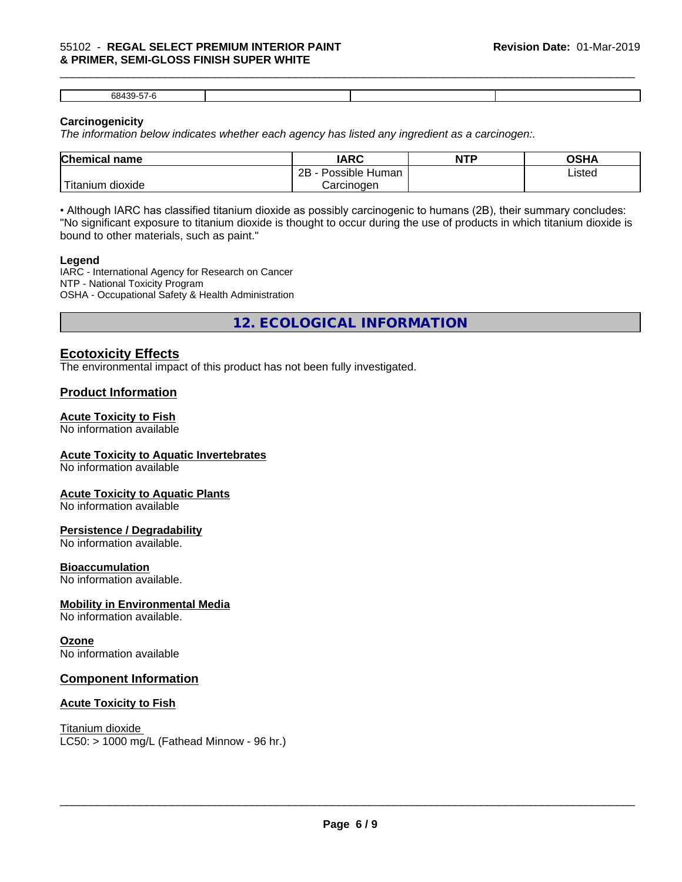| 68439-57-6 | | | |
|---|---|---|---|

**Carcinogenicity**

*The information below indicates whether each agency has listed any ingredient as a carcinogen:.*

| Chemical name | IARC | NTP | OSHA |
|---|---|---|---|
| Titanium dioxide | 2B - Possible Human Carcinogen | | Listed |

• Although IARC has classified titanium dioxide as possibly carcinogenic to humans (2B), their summary concludes: "No significant exposure to titanium dioxide is thought to occur during the use of products in which titanium dioxide is bound to other materials, such as paint."

**Legend**

IARC - International Agency for Research on Cancer
NTP - National Toxicity Program
OSHA - Occupational Safety & Health Administration

# 12. ECOLOGICAL INFORMATION

## Ecotoxicity Effects

The environmental impact of this product has not been fully investigated.

## Product Information

### Acute Toxicity to Fish

No information available

### Acute Toxicity to Aquatic Invertebrates

No information available

### Acute Toxicity to Aquatic Plants

No information available

### Persistence / Degradability

No information available.

### Bioaccumulation

No information available.

### Mobility in Environmental Media

No information available.

### Ozone

No information available

## Component Information

### Acute Toxicity to Fish

Titanium dioxide
LC50: > 1000 mg/L (Fathead Minnow - 96 hr.)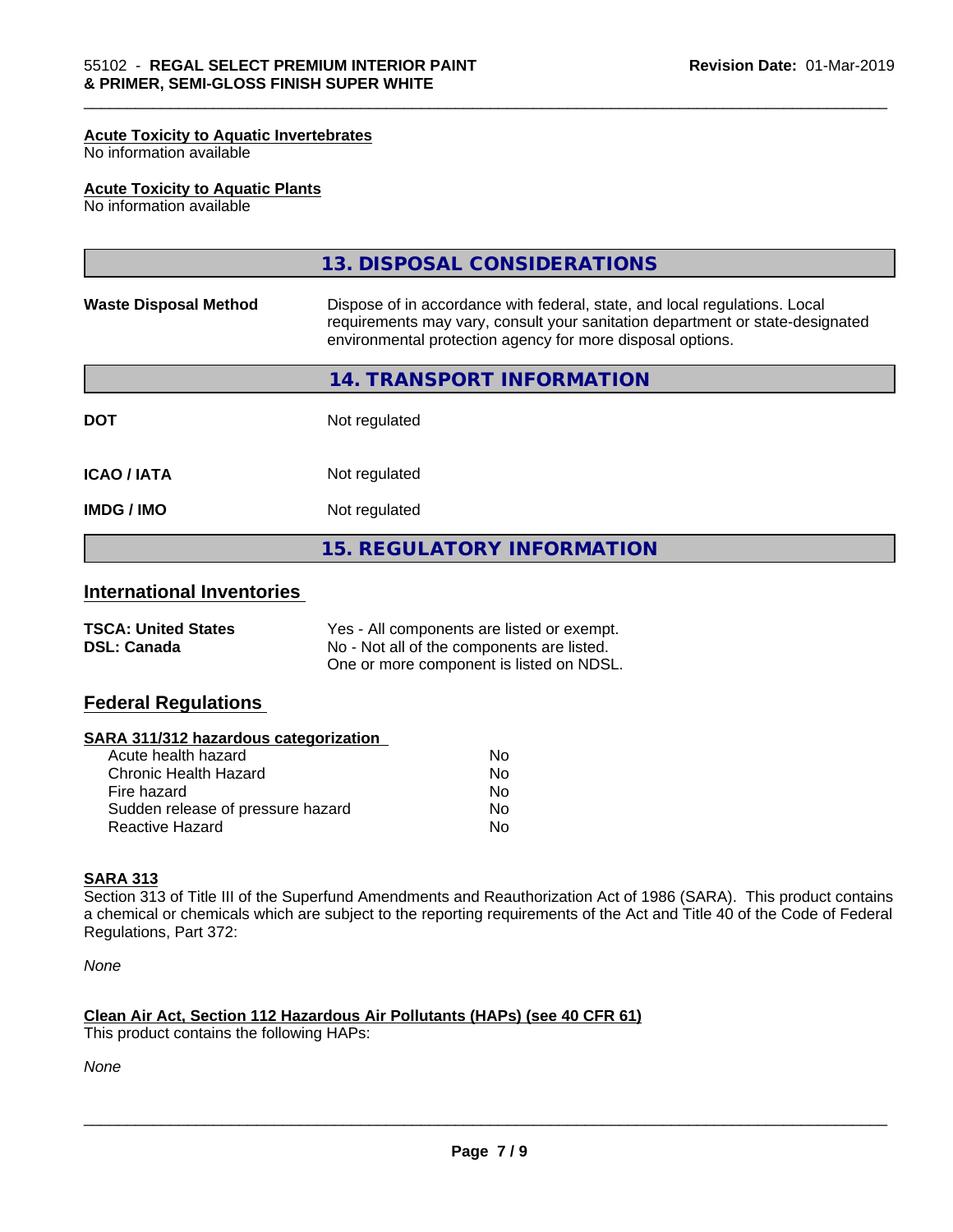#### Acute Toxicity to Aquatic Invertebrates
No information available

#### Acute Toxicity to Aquatic Plants
No information available

## 13. DISPOSAL CONSIDERATIONS

| | |
|---|---|
| **Waste Disposal Method** | Dispose of in accordance with federal, state, and local regulations. Local requirements may vary, consult your sanitation department or state-designated environmental protection agency for more disposal options. |

## 14. TRANSPORT INFORMATION

| | |
|---|---|
| **DOT** | Not regulated |
| **ICAO / IATA** | Not regulated |
| **IMDG / IMO** | Not regulated |

## 15. REGULATORY INFORMATION

### International Inventories

| | |
|---|---|
| **TSCA: United States** | Yes - All components are listed or exempt. |
| **DSL: Canada** | No - Not all of the components are listed. One or more component is listed on NDSL. |

### Federal Regulations

#### SARA 311/312 hazardous categorization

| | |
|---|---|
| Acute health hazard | No |
| Chronic Health Hazard | No |
| Fire hazard | No |
| Sudden release of pressure hazard | No |
| Reactive Hazard | No |

#### SARA 313
Section 313 of Title III of the Superfund Amendments and Reauthorization Act of 1986 (SARA). This product contains a chemical or chemicals which are subject to the reporting requirements of the Act and Title 40 of the Code of Federal Regulations, Part 372:

*None*

#### Clean Air Act, Section 112 Hazardous Air Pollutants (HAPs) (see 40 CFR 61)
This product contains the following HAPs:

*None*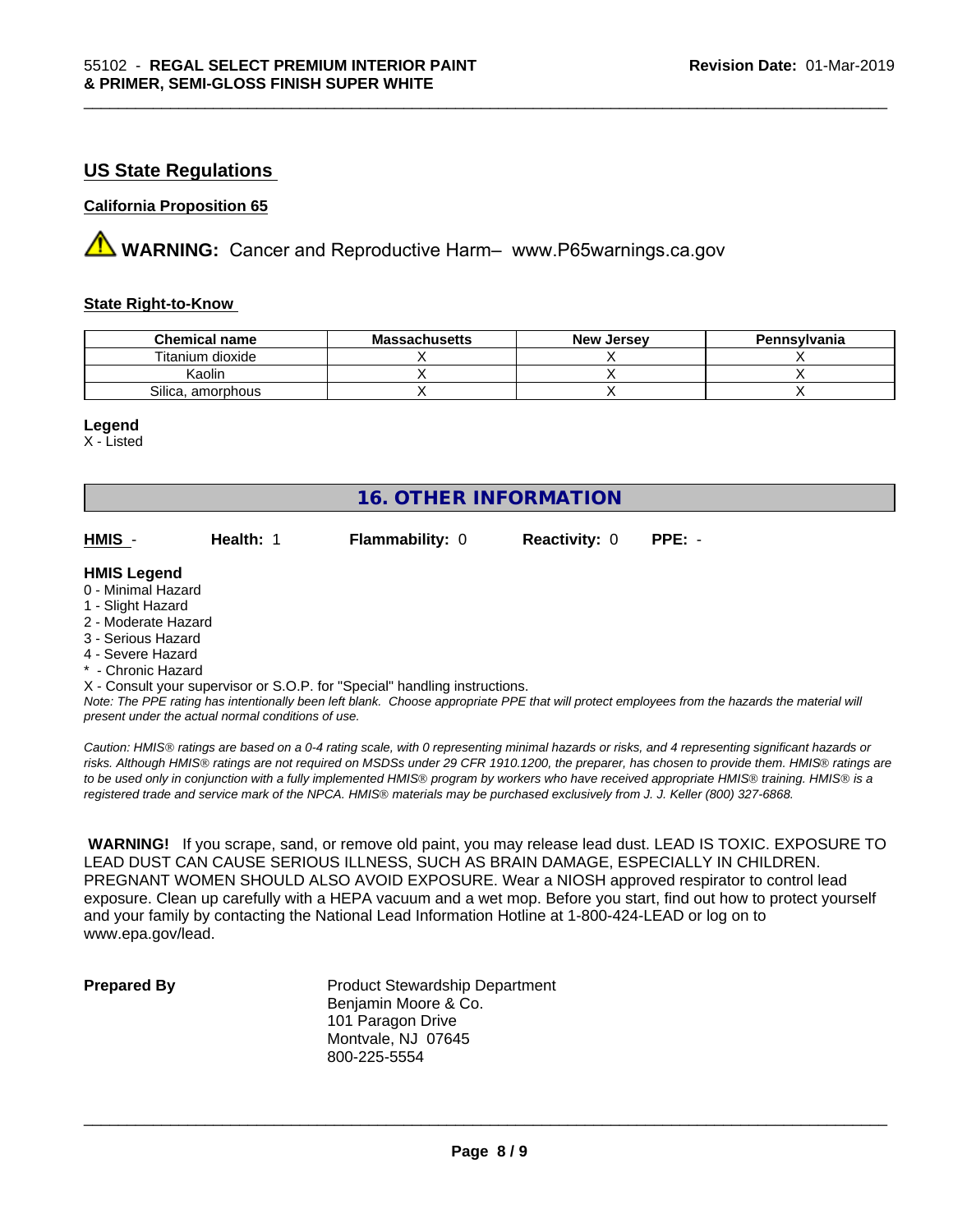## US State Regulations

### California Proposition 65

**WARNING:** Cancer and Reproductive Harm– www.P65warnings.ca.gov

### State Right-to-Know

| Chemical name | Massachusetts | New Jersey | Pennsylvania |
|---|---|---|---|
| Titanium dioxide | X | X | X |
| Kaolin | X | X | X |
| Silica, amorphous | X | X | X |

**Legend**
X - Listed

## 16. OTHER INFORMATION

**HMIS** - **Health:** 1 **Flammability:** 0 **Reactivity:** 0 **PPE:** -

**HMIS Legend**
0 - Minimal Hazard
1 - Slight Hazard
2 - Moderate Hazard
3 - Serious Hazard
4 - Severe Hazard
* - Chronic Hazard
X - Consult your supervisor or S.O.P. for "Special" handling instructions.

*Note: The PPE rating has intentionally been left blank. Choose appropriate PPE that will protect employees from the hazards the material will present under the actual normal conditions of use.*

*Caution: HMIS® ratings are based on a 0-4 rating scale, with 0 representing minimal hazards or risks, and 4 representing significant hazards or risks. Although HMIS® ratings are not required on MSDSs under 29 CFR 1910.1200, the preparer, has chosen to provide them. HMIS® ratings are to be used only in conjunction with a fully implemented HMIS® program by workers who have received appropriate HMIS® training. HMIS® is a registered trade and service mark of the NPCA. HMIS® materials may be purchased exclusively from J. J. Keller (800) 327-6868.*

**WARNING!** If you scrape, sand, or remove old paint, you may release lead dust. LEAD IS TOXIC. EXPOSURE TO LEAD DUST CAN CAUSE SERIOUS ILLNESS, SUCH AS BRAIN DAMAGE, ESPECIALLY IN CHILDREN. PREGNANT WOMEN SHOULD ALSO AVOID EXPOSURE. Wear a NIOSH approved respirator to control lead exposure. Clean up carefully with a HEPA vacuum and a wet mop. Before you start, find out how to protect yourself and your family by contacting the National Lead Information Hotline at 1-800-424-LEAD or log on to www.epa.gov/lead.

**Prepared By**

Product Stewardship Department
Benjamin Moore & Co.
101 Paragon Drive
Montvale, NJ 07645
800-225-5554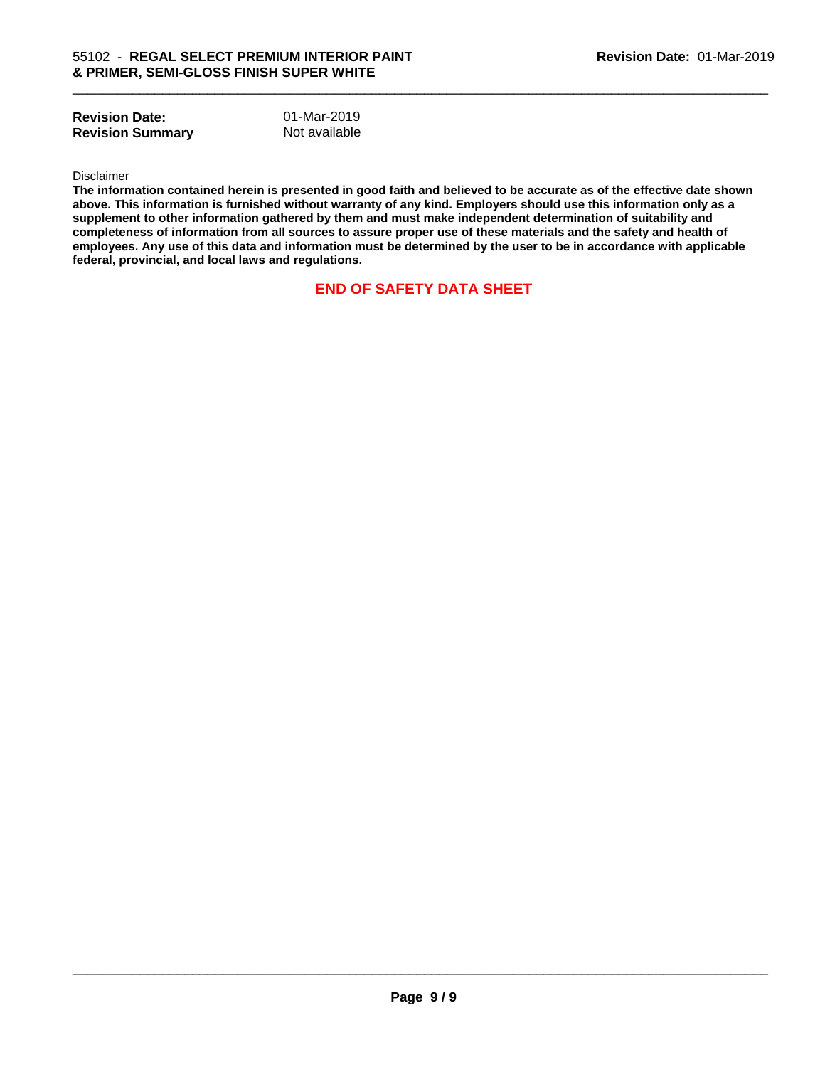| | |
|---|---|
| **Revision Date:** | 01-Mar-2019 |
| **Revision Summary** | Not available |

Disclaimer

**The information contained herein is presented in good faith and believed to be accurate as of the effective date shown above. This information is furnished without warranty of any kind. Employers should use this information only as a supplement to other information gathered by them and must make independent determination of suitability and completeness of information from all sources to assure proper use of these materials and the safety and health of employees. Any use of this data and information must be determined by the user to be in accordance with applicable federal, provincial, and local laws and regulations.**

**END OF SAFETY DATA SHEET**